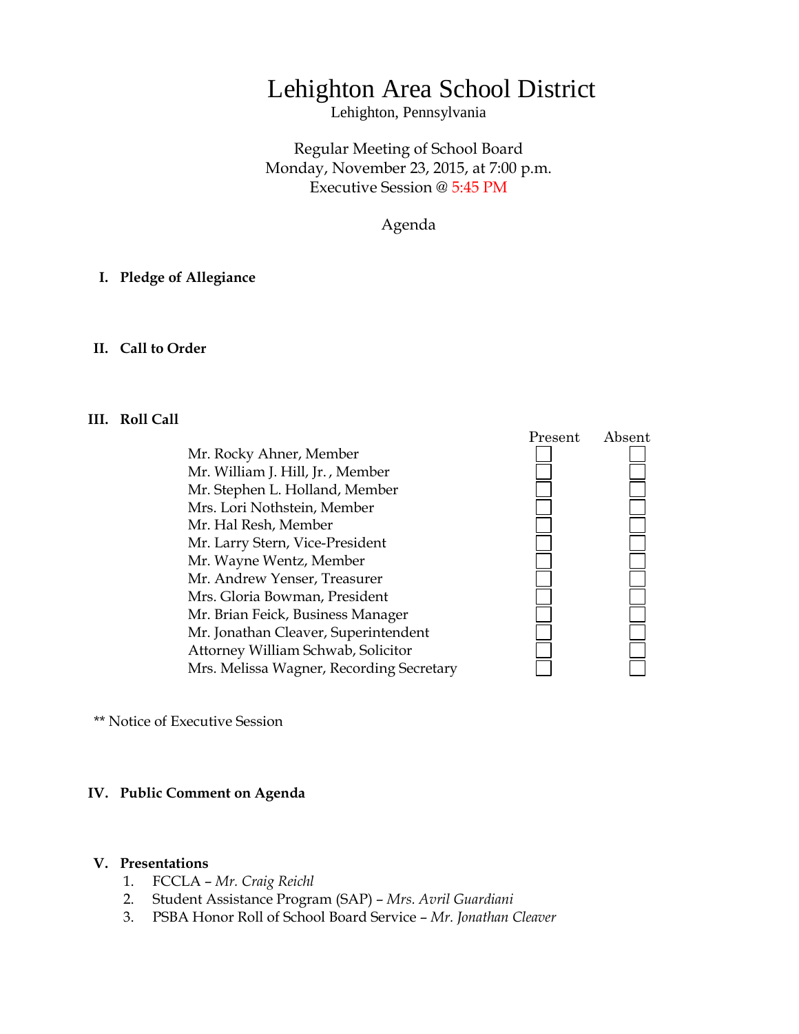# Lehighton Area School District

Lehighton, Pennsylvania

Regular Meeting of School Board
Monday, November 23, 2015, at 7:00 p.m.
Executive Session @ 5:45 PM

Agenda

## I. Pledge of Allegiance

## II. Call to Order

## III. Roll Call

| | Present | Absent |
|---|---|---|
| Mr. Rocky Ahner, Member | ☐ | ☐ |
| Mr. William J. Hill, Jr. , Member | ☐ | ☐ |
| Mr. Stephen L. Holland, Member | ☐ | ☐ |
| Mrs. Lori Nothstein, Member | ☐ | ☐ |
| Mr. Hal Resh, Member | ☐ | ☐ |
| Mr. Larry Stern, Vice-President | ☐ | ☐ |
| Mr. Wayne Wentz, Member | ☐ | ☐ |
| Mr. Andrew Yenser, Treasurer | ☐ | ☐ |
| Mrs. Gloria Bowman, President | ☐ | ☐ |
| Mr. Brian Feick, Business Manager | ☐ | ☐ |
| Mr. Jonathan Cleaver, Superintendent | ☐ | ☐ |
| Attorney William Schwab, Solicitor | ☐ | ☐ |
| Mrs. Melissa Wagner, Recording Secretary | ☐ | ☐ |

** Notice of Executive Session

## IV. Public Comment on Agenda

## V. Presentations

1. FCCLA – *Mr. Craig Reichl*
2. Student Assistance Program (SAP) – *Mrs. Avril Guardiani*
3. PSBA Honor Roll of School Board Service – *Mr. Jonathan Cleaver*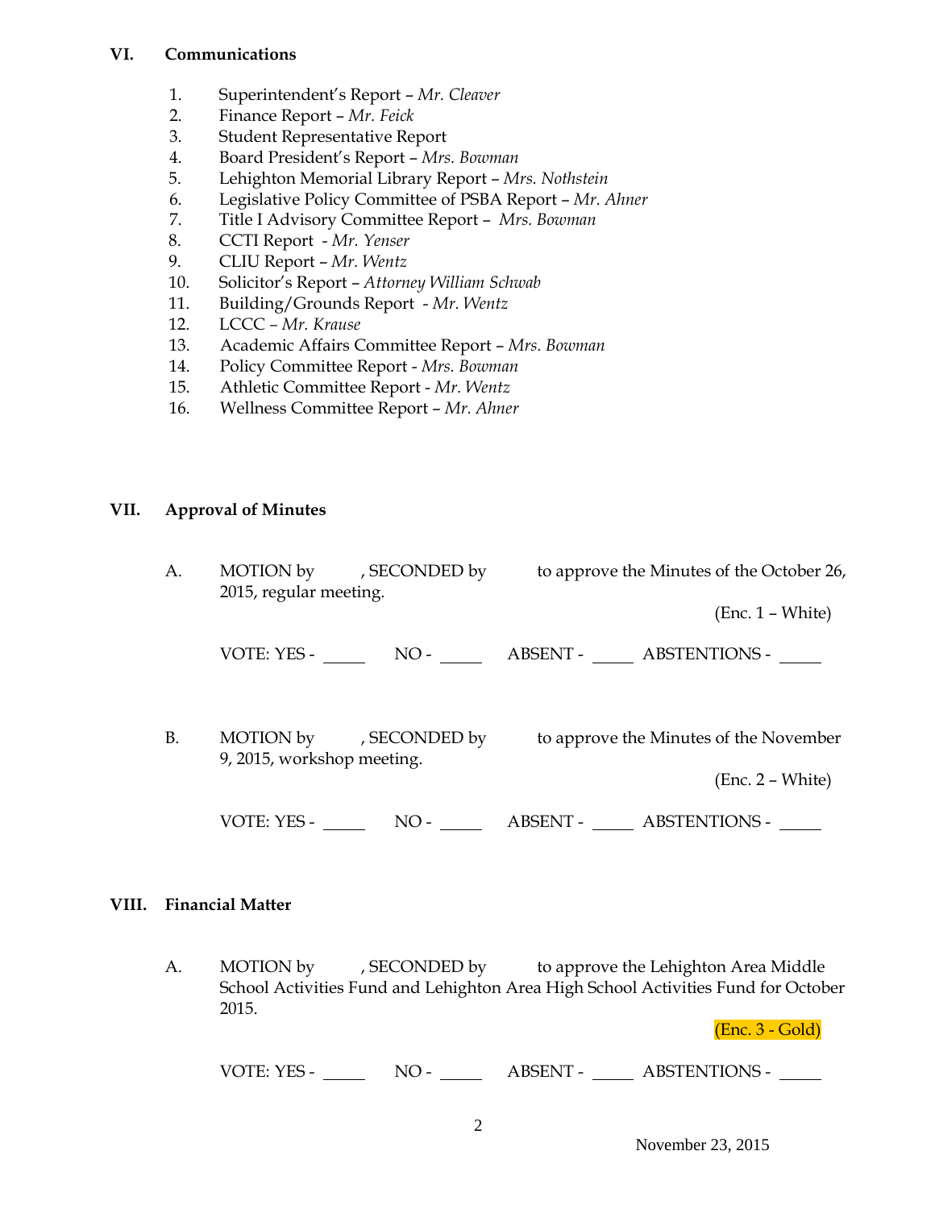## VI. Communications

1. Superintendent's Report – *Mr. Cleaver*
2. Finance Report – *Mr. Feick*
3. Student Representative Report
4. Board President's Report – *Mrs. Bowman*
5. Lehighton Memorial Library Report – *Mrs. Nothstein*
6. Legislative Policy Committee of PSBA Report – *Mr. Ahner*
7. Title I Advisory Committee Report – *Mrs. Bowman*
8. CCTI Report - *Mr. Yenser*
9. CLIU Report – *Mr. Wentz*
10. Solicitor's Report – *Attorney William Schwab*
11. Building/Grounds Report - *Mr. Wentz*
12. LCCC – *Mr. Krause*
13. Academic Affairs Committee Report – *Mrs. Bowman*
14. Policy Committee Report - *Mrs. Bowman*
15. Athletic Committee Report - *Mr. Wentz*
16. Wellness Committee Report – *Mr. Ahner*

## VII. Approval of Minutes

A. MOTION by , SECONDED by to approve the Minutes of the October 26, 2015, regular meeting.

(Enc. 1 – White)

VOTE: YES - _____ NO - _____ ABSENT - _____ ABSTENTIONS - _____

B. MOTION by , SECONDED by to approve the Minutes of the November 9, 2015, workshop meeting.

(Enc. 2 – White)

VOTE: YES - _____ NO - _____ ABSENT - _____ ABSTENTIONS - _____

## VIII. Financial Matter

A. MOTION by , SECONDED by to approve the Lehighton Area Middle School Activities Fund and Lehighton Area High School Activities Fund for October 2015.

(Enc. 3 - Gold)

VOTE: YES - _____ NO - _____ ABSENT - _____ ABSTENTIONS - _____

November 23, 2015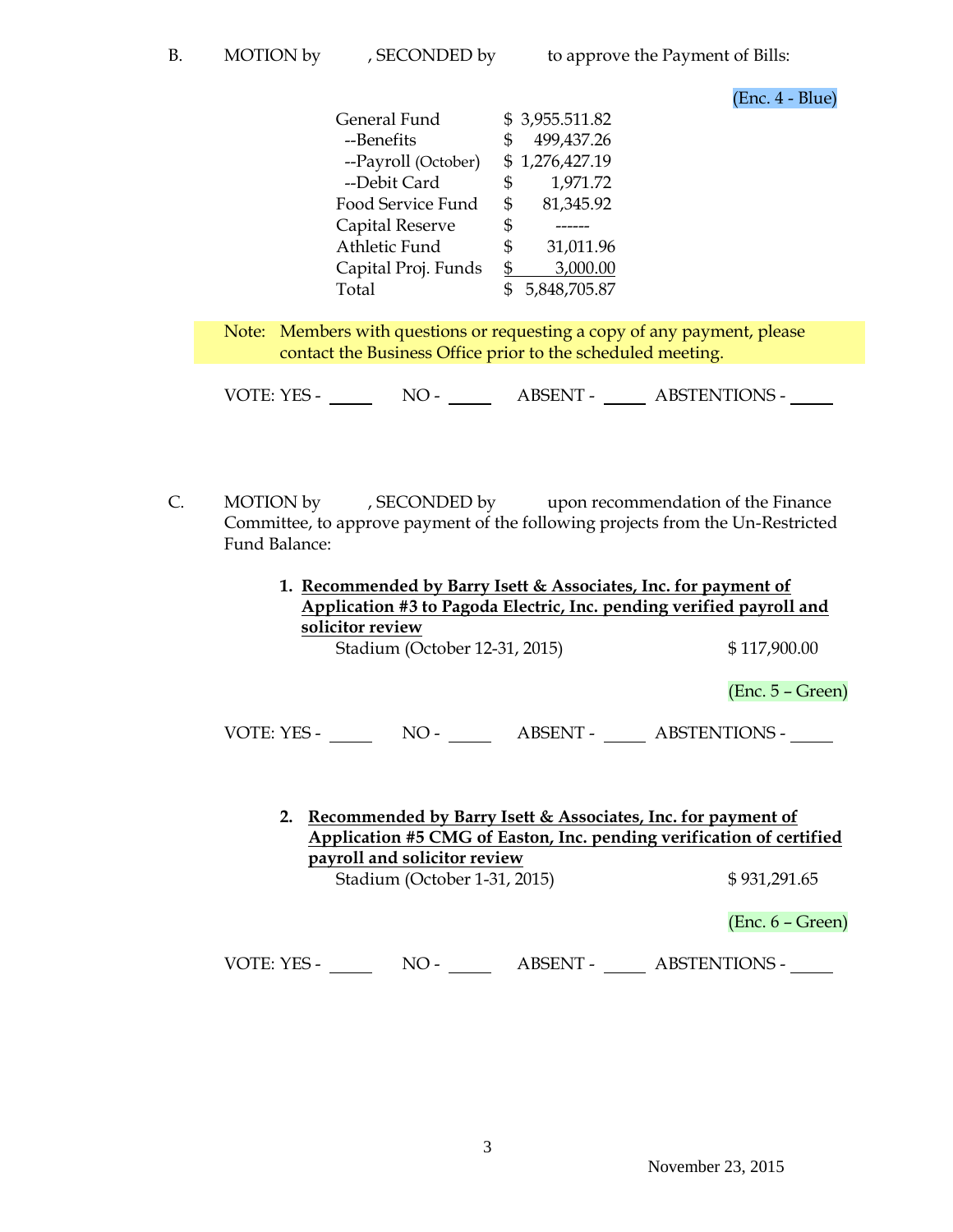B. MOTION by , SECONDED by to approve the Payment of Bills:

(Enc. 4 - Blue)

| | |
|---|---|
| General Fund | $ 3,955.511.82 |
| --Benefits | $ 499,437.26 |
| --Payroll (October) | $ 1,276,427.19 |
| --Debit Card | $ 1,971.72 |
| Food Service Fund | $ 81,345.92 |
| Capital Reserve | $ ------ |
| Athletic Fund | $ 31,011.96 |
| Capital Proj. Funds | $ 3,000.00 |
| Total | $ 5,848,705.87 |

Note: Members with questions or requesting a copy of any payment, please contact the Business Office prior to the scheduled meeting.

VOTE: YES - _____ NO - _____ ABSENT - _____ ABSTENTIONS - _____

C. MOTION by , SECONDED by upon recommendation of the Finance Committee, to approve payment of the following projects from the Un-Restricted Fund Balance:

1. **Recommended by Barry Isett & Associates, Inc. for payment of Application #3 to Pagoda Electric, Inc. pending verified payroll and solicitor review**

   Stadium (October 12-31, 2015) $ 117,900.00

   (Enc. 5 – Green)

VOTE: YES - _____ NO - _____ ABSENT - _____ ABSTENTIONS - _____

2. **Recommended by Barry Isett & Associates, Inc. for payment of Application #5 CMG of Easton, Inc. pending verification of certified payroll and solicitor review**

   Stadium (October 1-31, 2015) $ 931,291.65

   (Enc. 6 – Green)

VOTE: YES - _____ NO - _____ ABSENT - _____ ABSTENTIONS - _____

November 23, 2015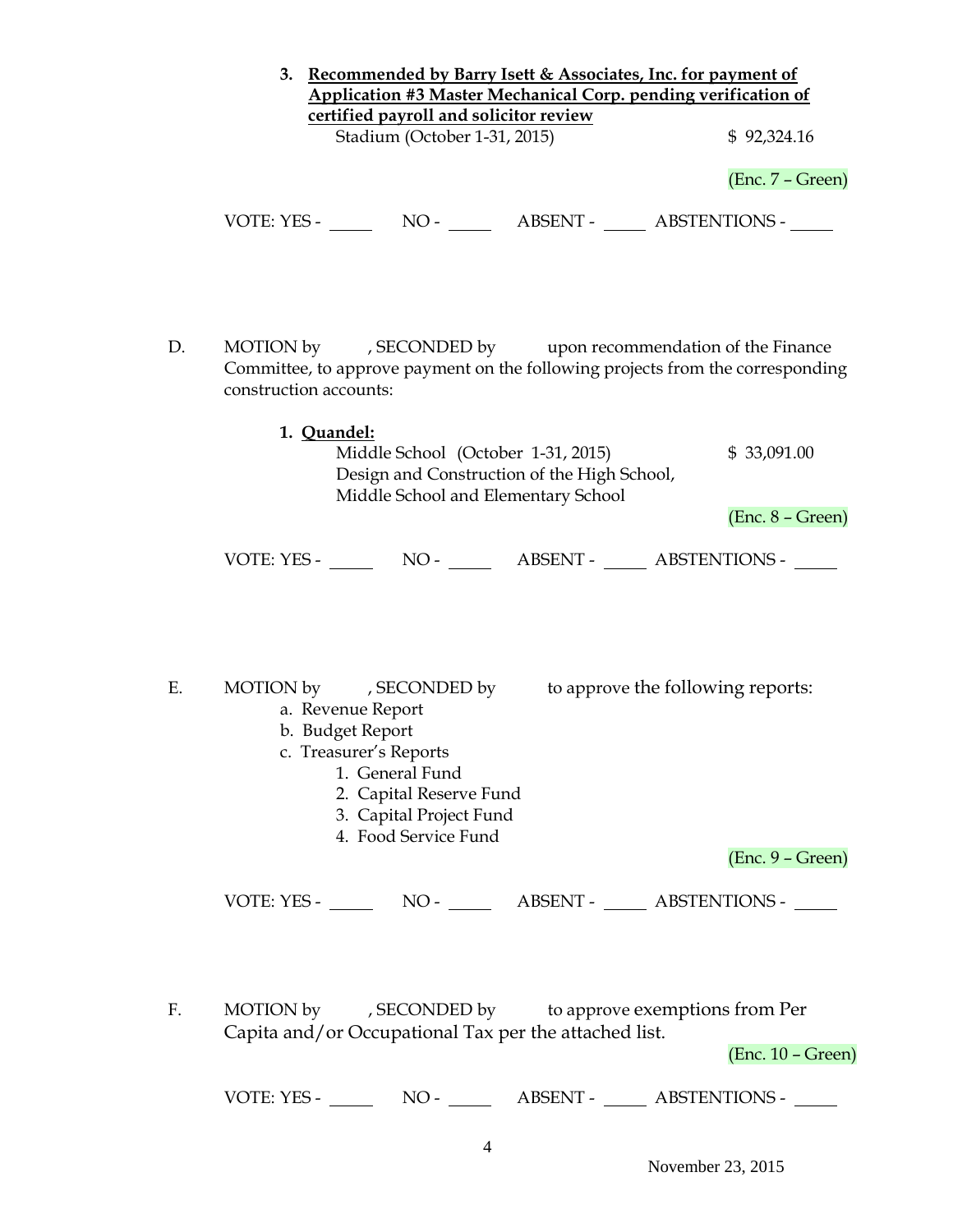3. **Recommended by Barry Isett & Associates, Inc. for payment of Application #3 Master Mechanical Corp. pending verification of certified payroll and solicitor review**

   Stadium (October 1-31, 2015) $ 92,324.16

   (Enc. 7 – Green)

VOTE: YES - _____ NO - _____ ABSENT - _____ ABSTENTIONS - _____

D. MOTION by , SECONDED by upon recommendation of the Finance Committee, to approve payment on the following projects from the corresponding construction accounts:

1. **Quandel:**

   Middle School (October 1-31, 2015) $ 33,091.00
   Design and Construction of the High School, Middle School and Elementary School

   (Enc. 8 – Green)

VOTE: YES - _____ NO - _____ ABSENT - _____ ABSTENTIONS - _____

E. MOTION by , SECONDED by to approve the following reports:

   a. Revenue Report
   b. Budget Report
   c. Treasurer's Reports
      1. General Fund
      2. Capital Reserve Fund
      3. Capital Project Fund
      4. Food Service Fund

   (Enc. 9 – Green)

VOTE: YES - _____ NO - _____ ABSENT - _____ ABSTENTIONS - _____

F. MOTION by , SECONDED by to approve exemptions from Per Capita and/or Occupational Tax per the attached list.

   (Enc. 10 – Green)

VOTE: YES - _____ NO - _____ ABSENT - _____ ABSTENTIONS - _____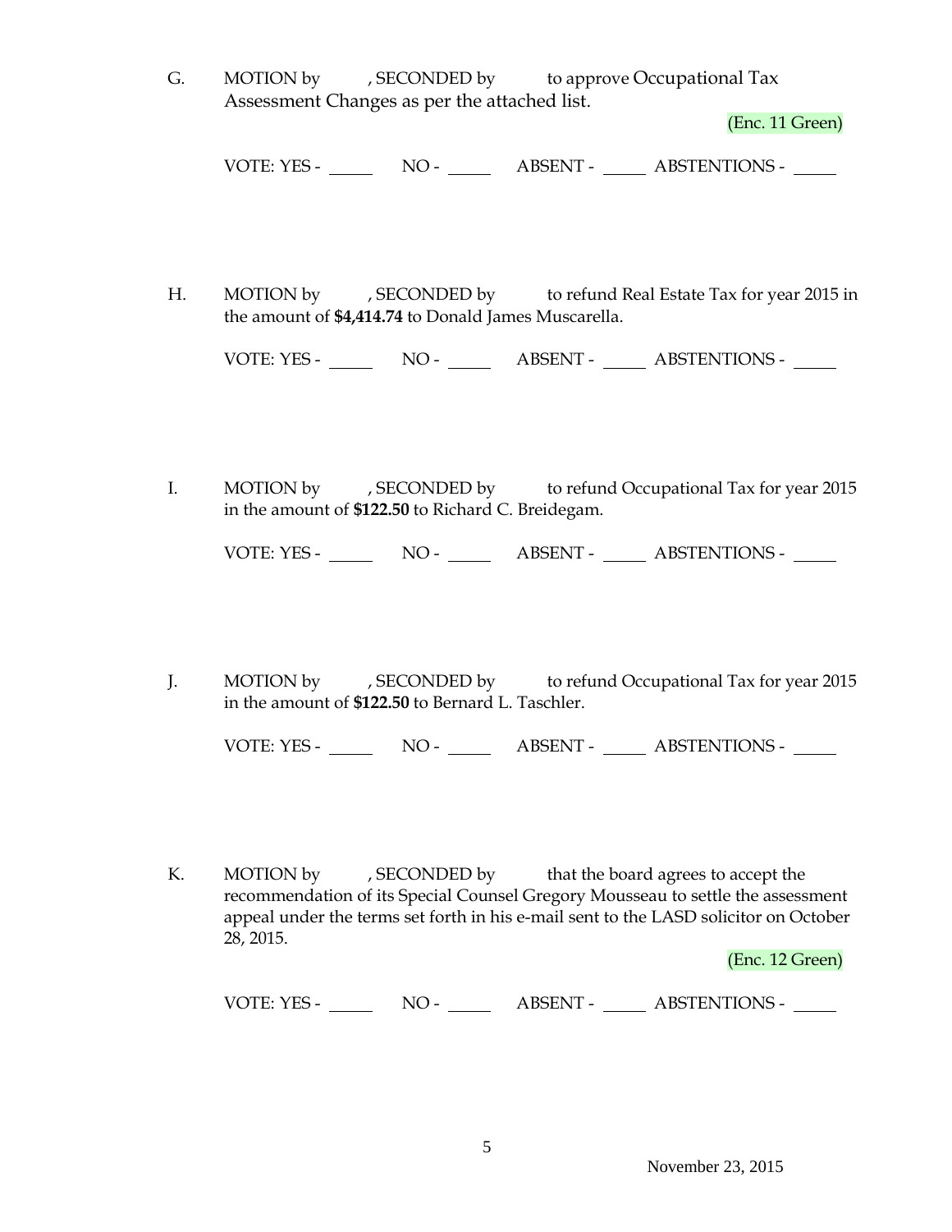G. MOTION by , SECONDED by to approve Occupational Tax Assessment Changes as per the attached list.

(Enc. 11 Green)

VOTE: YES - _____ NO - _____ ABSENT - _____ ABSTENTIONS - _____

H. MOTION by , SECONDED by to refund Real Estate Tax for year 2015 in the amount of **$4,414.74** to Donald James Muscarella.

VOTE: YES - _____ NO - _____ ABSENT - _____ ABSTENTIONS - _____

I. MOTION by , SECONDED by to refund Occupational Tax for year 2015 in the amount of **$122.50** to Richard C. Breidegam.

VOTE: YES - _____ NO - _____ ABSENT - _____ ABSTENTIONS - _____

J. MOTION by , SECONDED by to refund Occupational Tax for year 2015 in the amount of **$122.50** to Bernard L. Taschler.

VOTE: YES - _____ NO - _____ ABSENT - _____ ABSTENTIONS - _____

K. MOTION by , SECONDED by that the board agrees to accept the recommendation of its Special Counsel Gregory Mousseau to settle the assessment appeal under the terms set forth in his e-mail sent to the LASD solicitor on October 28, 2015.

(Enc. 12 Green)

VOTE: YES - _____ NO - _____ ABSENT - _____ ABSTENTIONS - _____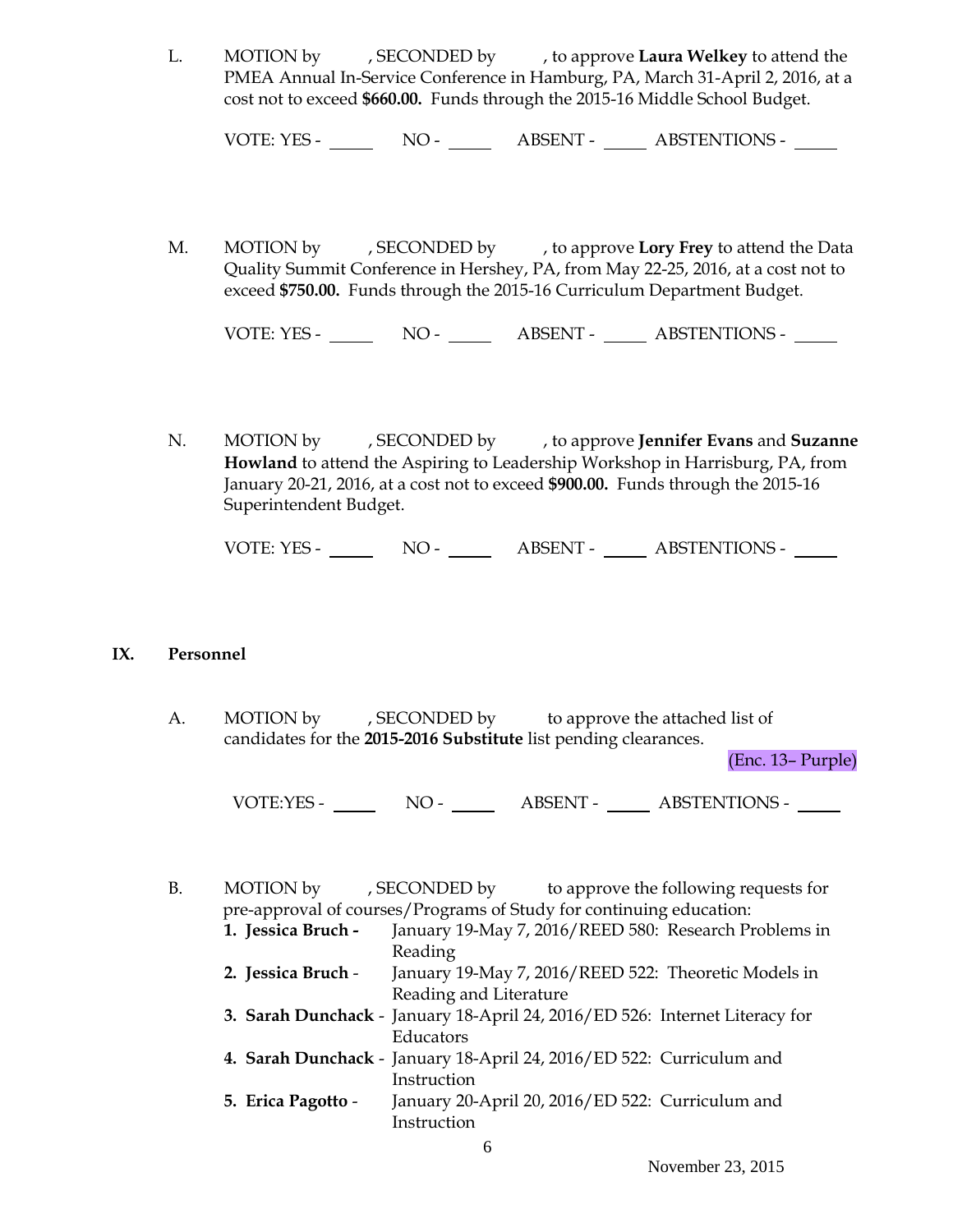L. MOTION by , SECONDED by , to approve **Laura Welkey** to attend the PMEA Annual In-Service Conference in Hamburg, PA, March 31-April 2, 2016, at a cost not to exceed **$660.00.** Funds through the 2015-16 Middle School Budget.

VOTE: YES - _____ NO - _____ ABSENT - _____ ABSTENTIONS - _____

M. MOTION by , SECONDED by , to approve **Lory Frey** to attend the Data Quality Summit Conference in Hershey, PA, from May 22-25, 2016, at a cost not to exceed **$750.00.** Funds through the 2015-16 Curriculum Department Budget.

VOTE: YES - _____ NO - _____ ABSENT - _____ ABSTENTIONS - _____

N. MOTION by , SECONDED by , to approve **Jennifer Evans** and **Suzanne Howland** to attend the Aspiring to Leadership Workshop in Harrisburg, PA, from January 20-21, 2016, at a cost not to exceed **$900.00.** Funds through the 2015-16 Superintendent Budget.

VOTE: YES - _____ NO - _____ ABSENT - _____ ABSTENTIONS - _____

## IX. Personnel

A. MOTION by , SECONDED by to approve the attached list of candidates for the **2015-2016 Substitute** list pending clearances.

(Enc. 13– Purple)

VOTE:YES - _____ NO - _____ ABSENT - _____ ABSTENTIONS - _____

B. MOTION by , SECONDED by to approve the following requests for pre-approval of courses/Programs of Study for continuing education:

1. **Jessica Bruch -** January 19-May 7, 2016/REED 580: Research Problems in Reading
2. **Jessica Bruch** - January 19-May 7, 2016/REED 522: Theoretic Models in Reading and Literature
3. **Sarah Dunchack** - January 18-April 24, 2016/ED 526: Internet Literacy for Educators
4. **Sarah Dunchack** - January 18-April 24, 2016/ED 522: Curriculum and Instruction
5. **Erica Pagotto** - January 20-April 20, 2016/ED 522: Curriculum and Instruction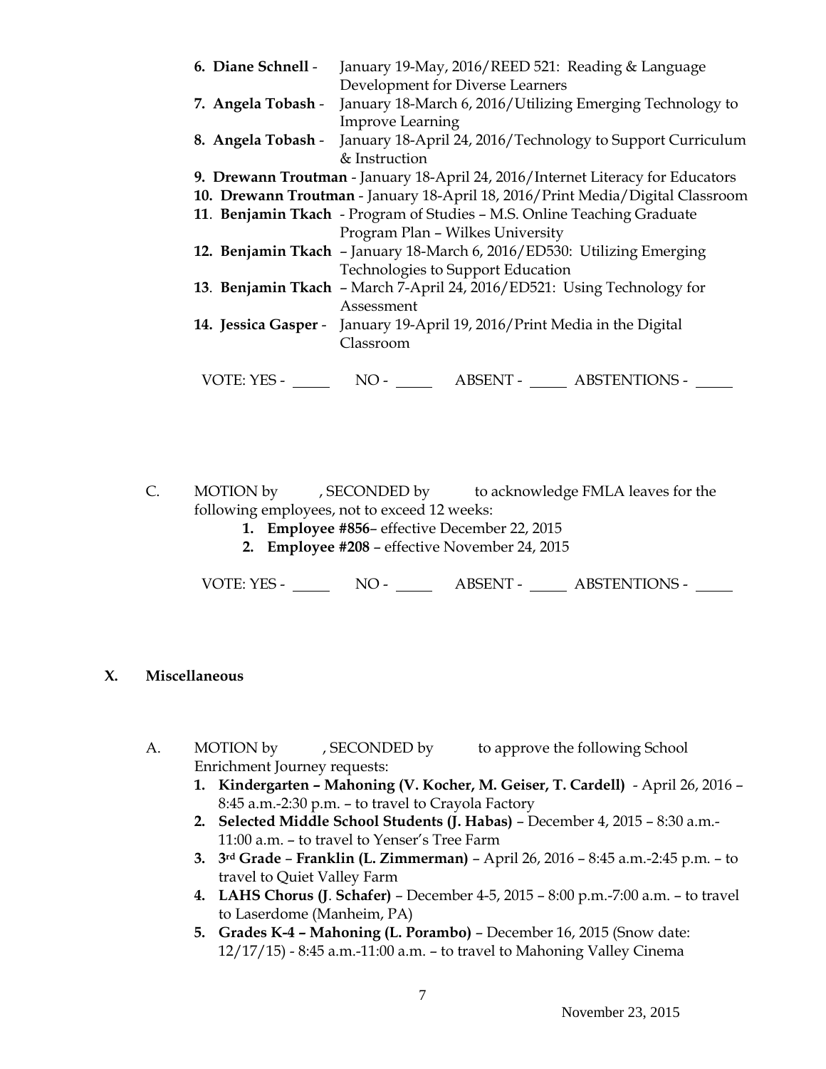6. **Diane Schnell** - January 19-May, 2016/REED 521: Reading & Language Development for Diverse Learners
7. **Angela Tobash** - January 18-March 6, 2016/Utilizing Emerging Technology to Improve Learning
8. **Angela Tobash** - January 18-April 24, 2016/Technology to Support Curriculum & Instruction
9. **Drewann Troutman** - January 18-April 24, 2016/Internet Literacy for Educators
10. **Drewann Troutman** - January 18-April 18, 2016/Print Media/Digital Classroom
11. **Benjamin Tkach** - Program of Studies – M.S. Online Teaching Graduate Program Plan – Wilkes University
12. **Benjamin Tkach** – January 18-March 6, 2016/ED530: Utilizing Emerging Technologies to Support Education
13. **Benjamin Tkach** – March 7-April 24, 2016/ED521: Using Technology for Assessment
14. **Jessica Gasper** - January 19-April 19, 2016/Print Media in the Digital Classroom

VOTE: YES - _____ NO - _____ ABSENT - _____ ABSTENTIONS - _____

C. MOTION by , SECONDED by to acknowledge FMLA leaves for the following employees, not to exceed 12 weeks:

1. **Employee #856**– effective December 22, 2015
2. **Employee #208** – effective November 24, 2015

VOTE: YES - _____ NO - _____ ABSENT - _____ ABSTENTIONS - _____

## X. Miscellaneous

A. MOTION by , SECONDED by to approve the following School Enrichment Journey requests:

1. **Kindergarten – Mahoning (V. Kocher, M. Geiser, T. Cardell)** - April 26, 2016 – 8:45 a.m.-2:30 p.m. – to travel to Crayola Factory
2. **Selected Middle School Students (J. Habas)** – December 4, 2015 – 8:30 a.m.-11:00 a.m. – to travel to Yenser's Tree Farm
3. **3rd Grade – Franklin (L. Zimmerman)** – April 26, 2016 – 8:45 a.m.-2:45 p.m. – to travel to Quiet Valley Farm
4. **LAHS Chorus (J. Schafer)** – December 4-5, 2015 – 8:00 p.m.-7:00 a.m. – to travel to Laserdome (Manheim, PA)
5. **Grades K-4 – Mahoning (L. Porambo)** – December 16, 2015 (Snow date: 12/17/15) - 8:45 a.m.-11:00 a.m. – to travel to Mahoning Valley Cinema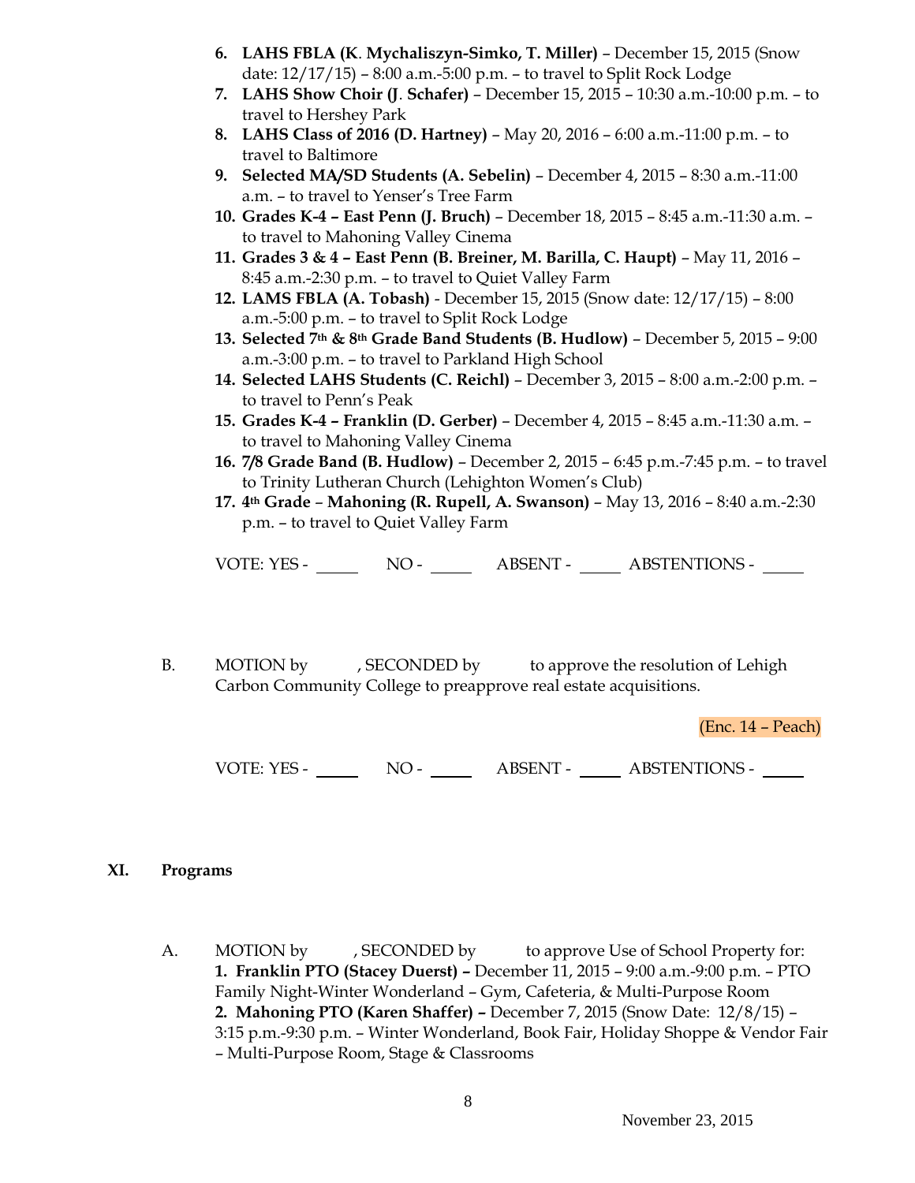6. **LAHS FBLA (K. Mychaliszyn-Simko, T. Miller)** – December 15, 2015 (Snow date: 12/17/15) – 8:00 a.m.-5:00 p.m. – to travel to Split Rock Lodge
7. **LAHS Show Choir (J. Schafer)** – December 15, 2015 – 10:30 a.m.-10:00 p.m. – to travel to Hershey Park
8. **LAHS Class of 2016 (D. Hartney)** – May 20, 2016 – 6:00 a.m.-11:00 p.m. – to travel to Baltimore
9. **Selected MA/SD Students (A. Sebelin)** – December 4, 2015 – 8:30 a.m.-11:00 a.m. – to travel to Yenser's Tree Farm
10. **Grades K-4 – East Penn (J. Bruch)** – December 18, 2015 – 8:45 a.m.-11:30 a.m. – to travel to Mahoning Valley Cinema
11. **Grades 3 & 4 – East Penn (B. Breiner, M. Barilla, C. Haupt)** – May 11, 2016 – 8:45 a.m.-2:30 p.m. – to travel to Quiet Valley Farm
12. **LAMS FBLA (A. Tobash)** - December 15, 2015 (Snow date: 12/17/15) – 8:00 a.m.-5:00 p.m. – to travel to Split Rock Lodge
13. **Selected 7th & 8th Grade Band Students (B. Hudlow)** – December 5, 2015 – 9:00 a.m.-3:00 p.m. – to travel to Parkland High School
14. **Selected LAHS Students (C. Reichl)** – December 3, 2015 – 8:00 a.m.-2:00 p.m. – to travel to Penn's Peak
15. **Grades K-4 – Franklin (D. Gerber)** – December 4, 2015 – 8:45 a.m.-11:30 a.m. – to travel to Mahoning Valley Cinema
16. **7/8 Grade Band (B. Hudlow)** – December 2, 2015 – 6:45 p.m.-7:45 p.m. – to travel to Trinity Lutheran Church (Lehighton Women's Club)
17. **4th Grade – Mahoning (R. Rupell, A. Swanson)** – May 13, 2016 – 8:40 a.m.-2:30 p.m. – to travel to Quiet Valley Farm

VOTE: YES - _____ NO - _____ ABSENT - _____ ABSTENTIONS - _____

B. MOTION by , SECONDED by to approve the resolution of Lehigh Carbon Community College to preapprove real estate acquisitions.

(Enc. 14 – Peach)

VOTE: YES - _____ NO - _____ ABSENT - _____ ABSTENTIONS - _____

## XI. Programs

A. MOTION by , SECONDED by to approve Use of School Property for:
**1. Franklin PTO (Stacey Duerst) –** December 11, 2015 – 9:00 a.m.-9:00 p.m. – PTO Family Night-Winter Wonderland – Gym, Cafeteria, & Multi-Purpose Room
**2. Mahoning PTO (Karen Shaffer) –** December 7, 2015 (Snow Date: 12/8/15) – 3:15 p.m.-9:30 p.m. – Winter Wonderland, Book Fair, Holiday Shoppe & Vendor Fair – Multi-Purpose Room, Stage & Classrooms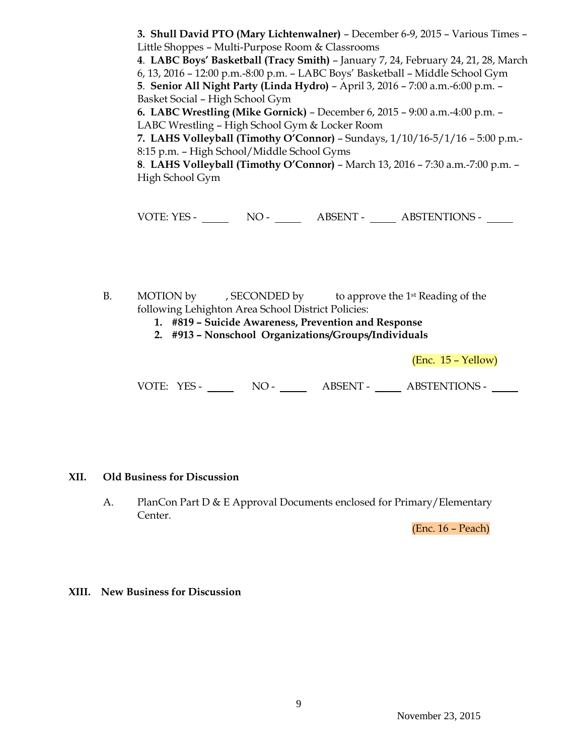**3. Shull David PTO (Mary Lichtenwalner)** – December 6-9, 2015 – Various Times – Little Shoppes – Multi-Purpose Room & Classrooms

**4**. **LABC Boys' Basketball (Tracy Smith)** – January 7, 24, February 24, 21, 28, March 6, 13, 2016 – 12:00 p.m.-8:00 p.m. – LABC Boys' Basketball – Middle School Gym

**5**. **Senior All Night Party (Linda Hydro)** – April 3, 2016 – 7:00 a.m.-6:00 p.m. – Basket Social – High School Gym

**6. LABC Wrestling (Mike Gornick)** – December 6, 2015 – 9:00 a.m.-4:00 p.m. – LABC Wrestling – High School Gym & Locker Room

**7. LAHS Volleyball (Timothy O'Connor)** – Sundays, 1/10/16-5/1/16 – 5:00 p.m.-8:15 p.m. – High School/Middle School Gyms

**8**. **LAHS Volleyball (Timothy O'Connor)** – March 13, 2016 – 7:30 a.m.-7:00 p.m. – High School Gym

VOTE: YES - _____ NO - _____ ABSENT - _____ ABSTENTIONS - _____

B. MOTION by , SECONDED by to approve the 1st Reading of the following Lehighton Area School District Policies:

1. **#819 – Suicide Awareness, Prevention and Response**
2. **#913 – Nonschool Organizations/Groups/Individuals**

(Enc. 15 – Yellow)

VOTE: YES - _____ NO - _____ ABSENT - _____ ABSTENTIONS - _____

## XII. Old Business for Discussion

A. PlanCon Part D & E Approval Documents enclosed for Primary/Elementary Center.

(Enc. 16 – Peach)

## XIII. New Business for Discussion

November 23, 2015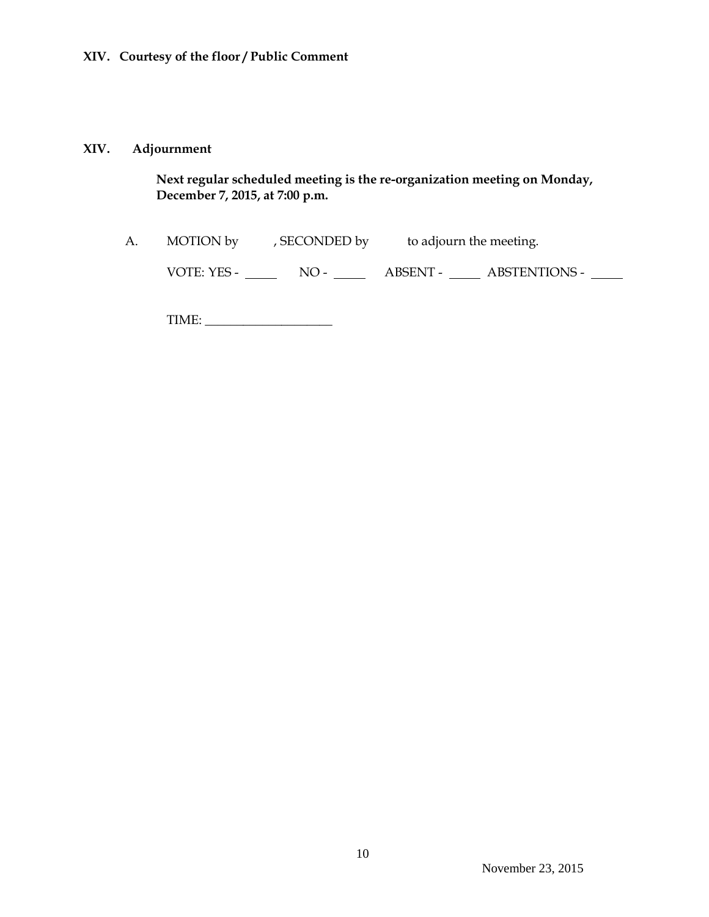**XIV. Courtesy of the floor / Public Comment**

**XIV. Adjournment**

**Next regular scheduled meeting is the re-organization meeting on Monday, December 7, 2015, at 7:00 p.m.**

A. MOTION by , SECONDED by to adjourn the meeting.

VOTE: YES - \_\_\_\_\_ NO - \_\_\_\_\_ ABSENT - \_\_\_\_\_ ABSTENTIONS - \_\_\_\_\_

TIME: \_\_\_\_\_\_\_\_\_\_\_\_\_\_\_\_\_\_\_\_

November 23, 2015